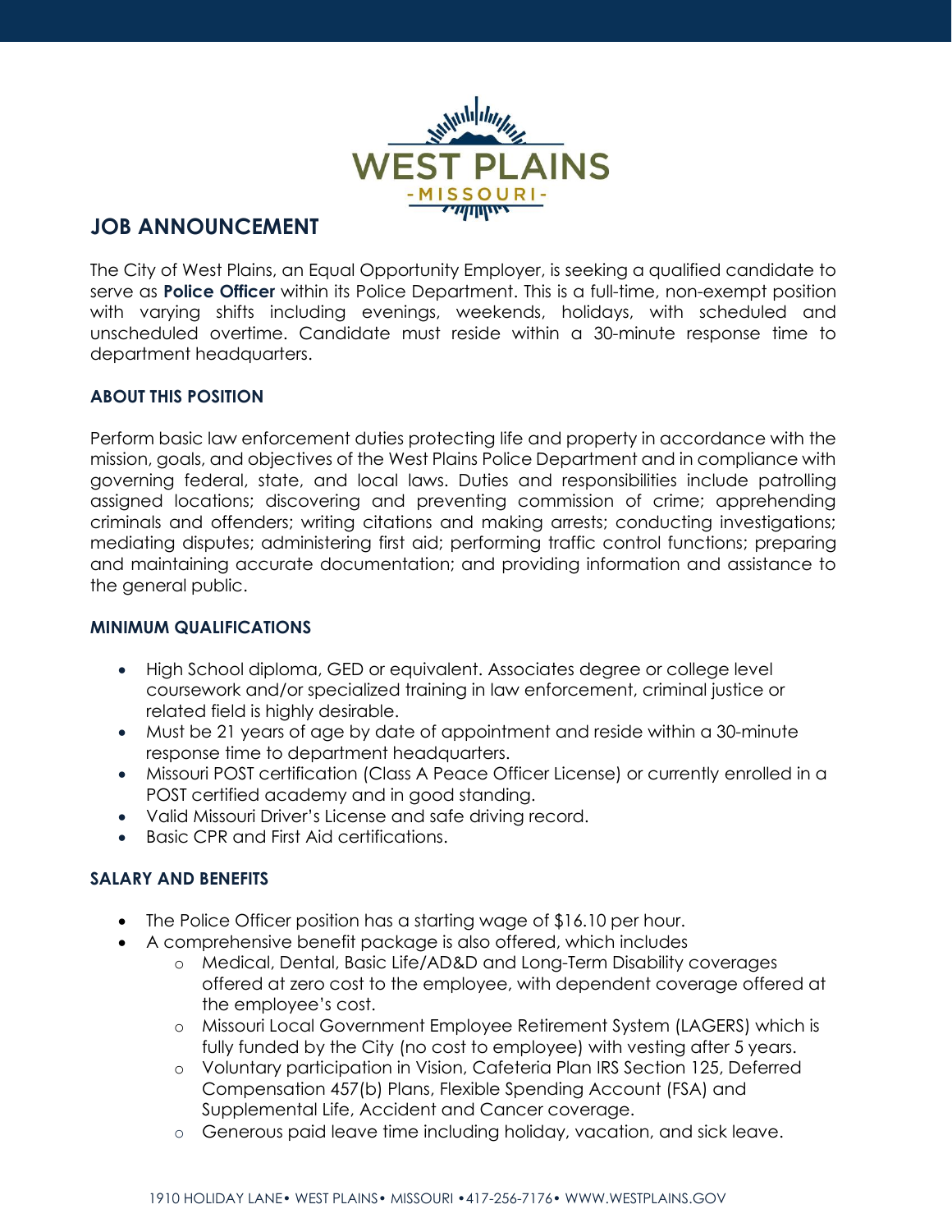# JOB ANNOUNCEMENT

The City of West Plains, an Equal Opportunity Employer, is seeking a qualified candidate to serve as **Police Officer** within its Police Department. This is a full-time, non-exempt position with varying shifts including evenings, weekends, holidays, with scheduled and unscheduled overtime. Candidate must reside within a 30-minute response time to department headquarters.

## ABOUT THIS POSITION

Perform basic law enforcement duties protecting life and property in accordance with the mission, goals, and objectives of the West Plains Police Department and in compliance with governing federal, state, and local laws. Duties and responsibilities include patrolling assigned locations; discovering and preventing commission of crime; apprehending criminals and offenders; writing citations and making arrests; conducting investigations; mediating disputes; administering first aid; performing traffic control functions; preparing and maintaining accurate documentation; and providing information and assistance to the general public.

## MINIMUM QUALIFICATIONS

- High School diploma, GED or equivalent. Associates degree or college level coursework and/or specialized training in law enforcement, criminal justice or related field is highly desirable.
- Must be 21 years of age by date of appointment and reside within a 30-minute response time to department headquarters.
- Missouri POST certification (Class A Peace Officer License) or currently enrolled in a POST certified academy and in good standing.
- Valid Missouri Driver's License and safe driving record.
- Basic CPR and First Aid certifications.

## SALARY AND BENEFITS

- The Police Officer position has a starting wage of $16.10 per hour.
- A comprehensive benefit package is also offered, which includes
  - Medical, Dental, Basic Life/AD&D and Long-Term Disability coverages offered at zero cost to the employee, with dependent coverage offered at the employee's cost.
  - Missouri Local Government Employee Retirement System (LAGERS) which is fully funded by the City (no cost to employee) with vesting after 5 years.
  - Voluntary participation in Vision, Cafeteria Plan IRS Section 125, Deferred Compensation 457(b) Plans, Flexible Spending Account (FSA) and Supplemental Life, Accident and Cancer coverage.
  - Generous paid leave time including holiday, vacation, and sick leave.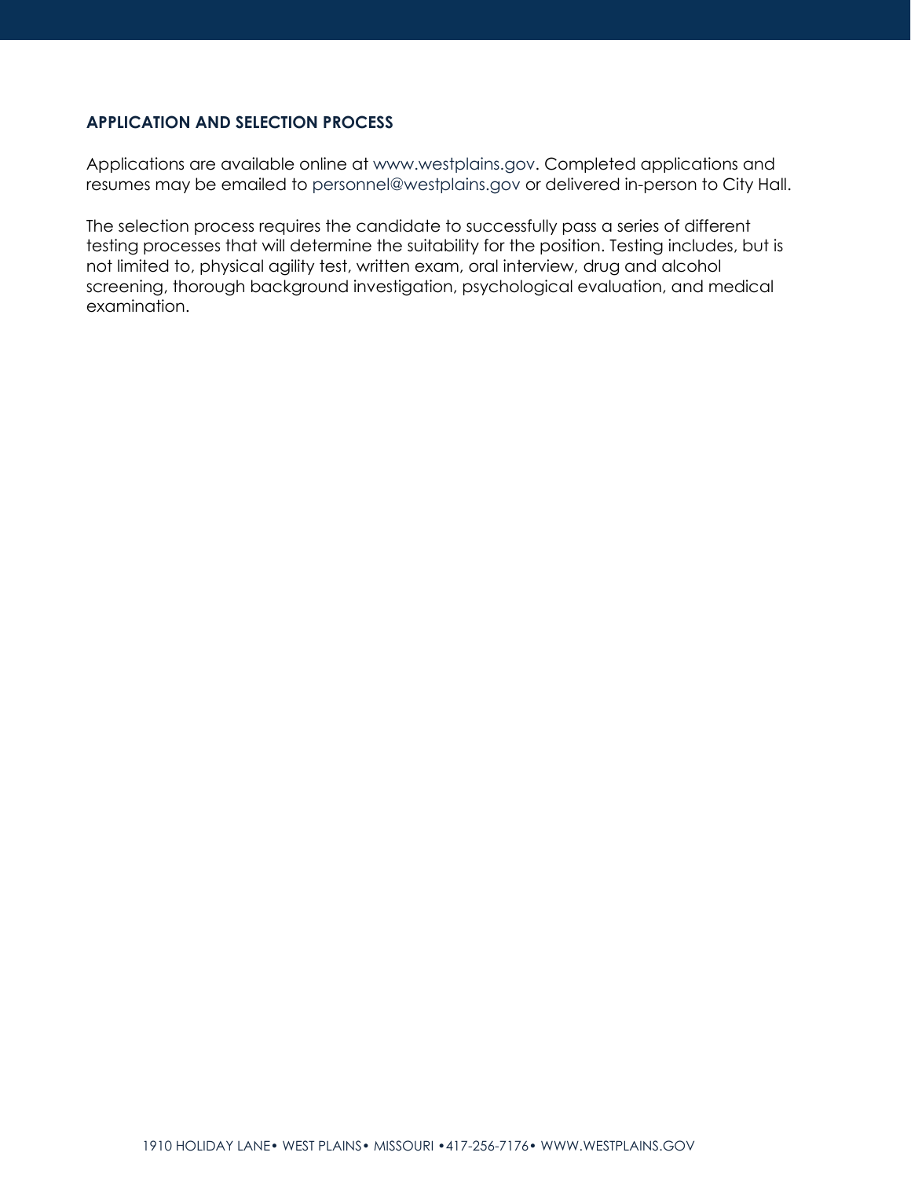## APPLICATION AND SELECTION PROCESS

Applications are available online at www.westplains.gov. Completed applications and resumes may be emailed to personnel@westplains.gov or delivered in-person to City Hall.

The selection process requires the candidate to successfully pass a series of different testing processes that will determine the suitability for the position. Testing includes, but is not limited to, physical agility test, written exam, oral interview, drug and alcohol screening, thorough background investigation, psychological evaluation, and medical examination.